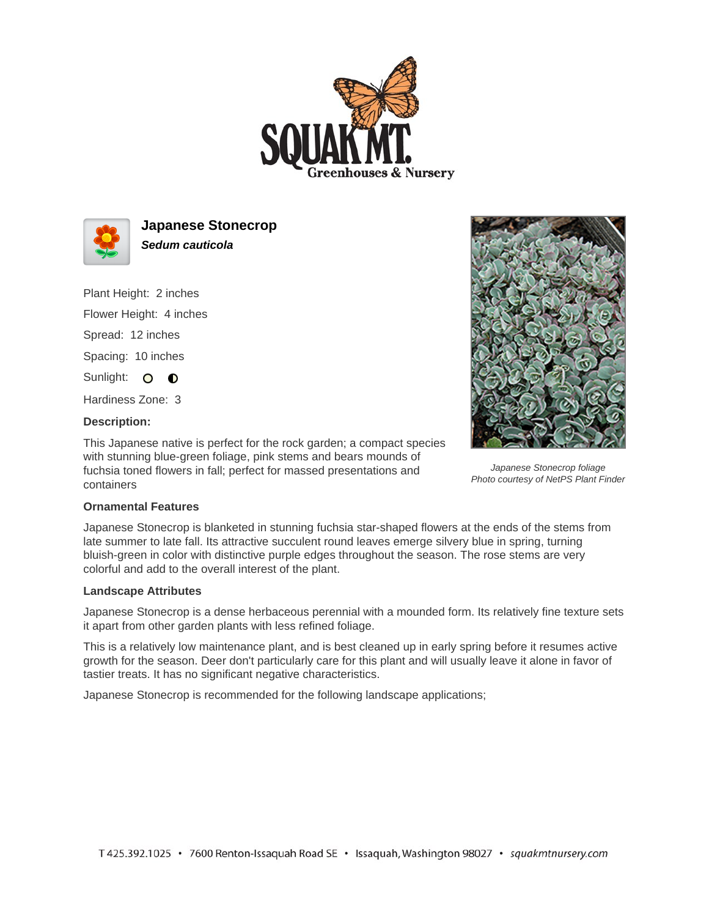# Japanese Stonecrop

***Sedum cauticola***

Plant Height: 2 inches

Flower Height: 4 inches

Spread: 12 inches

Spacing: 10 inches

Sunlight:

Hardiness Zone: 3

**Description:**

This Japanese native is perfect for the rock garden; a compact species with stunning blue-green foliage, pink stems and bears mounds of fuchsia toned flowers in fall; perfect for massed presentations and containers

*Japanese Stonecrop foliage*
*Photo courtesy of NetPS Plant Finder*

**Ornamental Features**

Japanese Stonecrop is blanketed in stunning fuchsia star-shaped flowers at the ends of the stems from late summer to late fall. Its attractive succulent round leaves emerge silvery blue in spring, turning bluish-green in color with distinctive purple edges throughout the season. The rose stems are very colorful and add to the overall interest of the plant.

**Landscape Attributes**

Japanese Stonecrop is a dense herbaceous perennial with a mounded form. Its relatively fine texture sets it apart from other garden plants with less refined foliage.

This is a relatively low maintenance plant, and is best cleaned up in early spring before it resumes active growth for the season. Deer don't particularly care for this plant and will usually leave it alone in favor of tastier treats. It has no significant negative characteristics.

Japanese Stonecrop is recommended for the following landscape applications;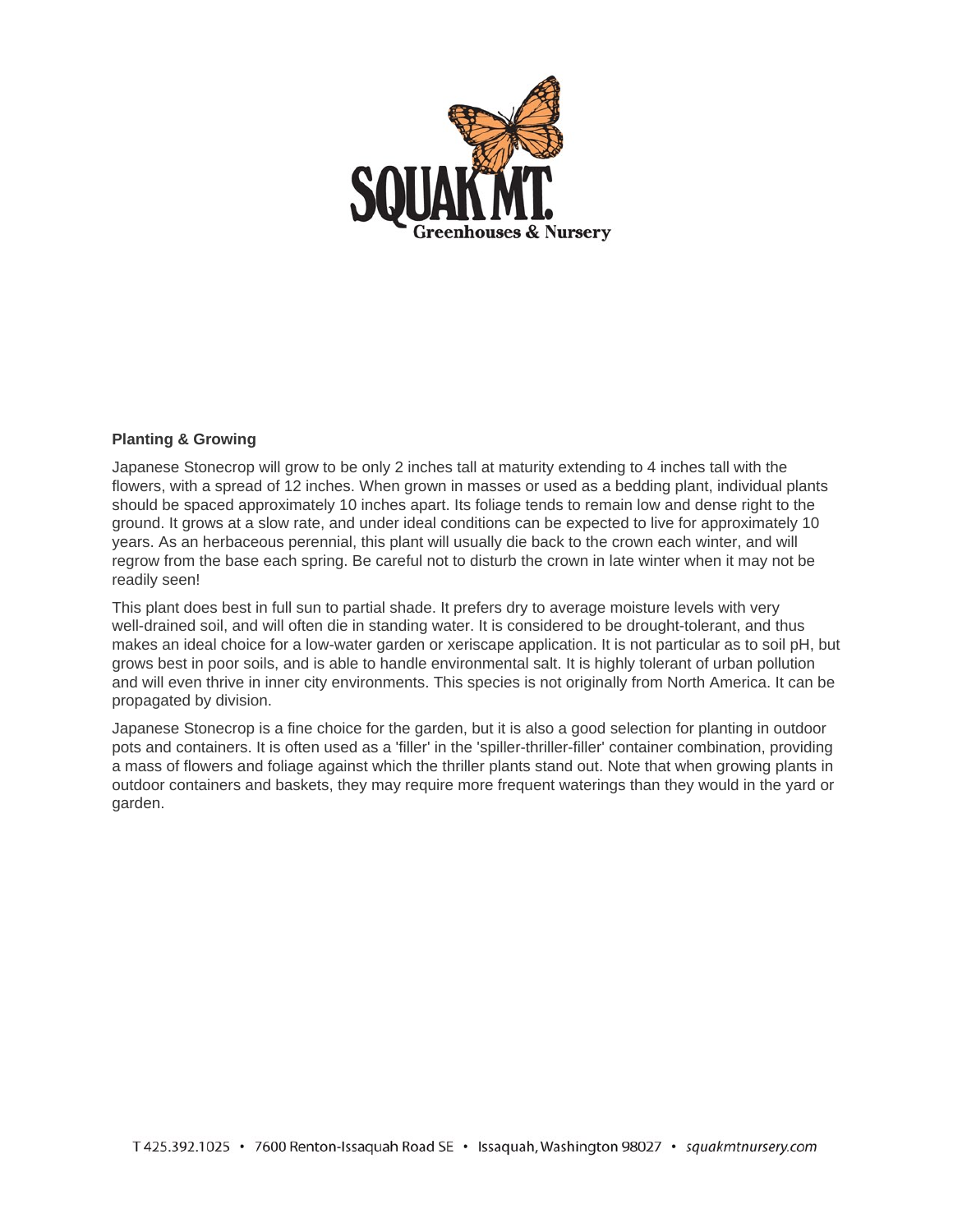**Planting & Growing**

Japanese Stonecrop will grow to be only 2 inches tall at maturity extending to 4 inches tall with the flowers, with a spread of 12 inches. When grown in masses or used as a bedding plant, individual plants should be spaced approximately 10 inches apart. Its foliage tends to remain low and dense right to the ground. It grows at a slow rate, and under ideal conditions can be expected to live for approximately 10 years. As an herbaceous perennial, this plant will usually die back to the crown each winter, and will regrow from the base each spring. Be careful not to disturb the crown in late winter when it may not be readily seen!

This plant does best in full sun to partial shade. It prefers dry to average moisture levels with very well-drained soil, and will often die in standing water. It is considered to be drought-tolerant, and thus makes an ideal choice for a low-water garden or xeriscape application. It is not particular as to soil pH, but grows best in poor soils, and is able to handle environmental salt. It is highly tolerant of urban pollution and will even thrive in inner city environments. This species is not originally from North America. It can be propagated by division.

Japanese Stonecrop is a fine choice for the garden, but it is also a good selection for planting in outdoor pots and containers. It is often used as a 'filler' in the 'spiller-thriller-filler' container combination, providing a mass of flowers and foliage against which the thriller plants stand out. Note that when growing plants in outdoor containers and baskets, they may require more frequent waterings than they would in the yard or garden.